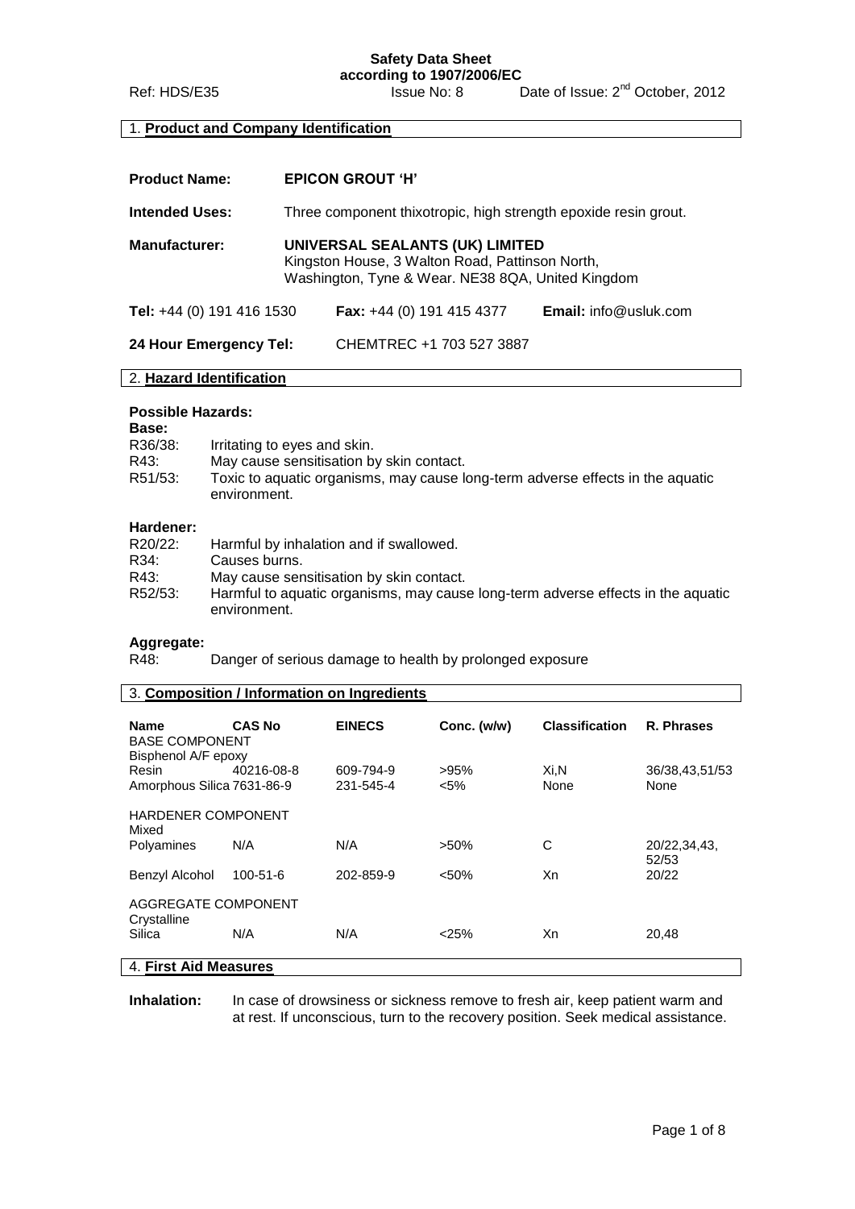**Safety Data Sheet**
**according to 1907/2006/EC**

Ref: HDS/E35 Issue No: 8 Date of Issue: 2nd October, 2012

## 1. Product and Company Identification

**Product Name:** **EPICON GROUT 'H'**

**Intended Uses:** Three component thixotropic, high strength epoxide resin grout.

**Manufacturer:** **UNIVERSAL SEALANTS (UK) LIMITED**
Kingston House, 3 Walton Road, Pattinson North,
Washington, Tyne & Wear. NE38 8QA, United Kingdom

**Tel:** +44 (0) 191 416 1530 **Fax:** +44 (0) 191 415 4377 **Email:** info@usluk.com

**24 Hour Emergency Tel:** CHEMTREC +1 703 527 3887

## 2. Hazard Identification

**Possible Hazards:**

**Base:**

R36/38: Irritating to eyes and skin.
R43: May cause sensitisation by skin contact.
R51/53: Toxic to aquatic organisms, may cause long-term adverse effects in the aquatic environment.

**Hardener:**

R20/22: Harmful by inhalation and if swallowed.
R34: Causes burns.
R43: May cause sensitisation by skin contact.
R52/53: Harmful to aquatic organisms, may cause long-term adverse effects in the aquatic environment.

**Aggregate:**

R48: Danger of serious damage to health by prolonged exposure

## 3. Composition / Information on Ingredients

| Name | CAS No | EINECS | Conc. (w/w) | Classification | R. Phrases |
|---|---|---|---|---|---|
| BASE COMPONENT | | | | | |
| Bisphenol A/F epoxy Resin | 40216-08-8 | 609-794-9 | >95% | Xi,N | 36/38,43,51/53 |
| Amorphous Silica | 7631-86-9 | 231-545-4 | <5% | None | None |
| HARDENER COMPONENT | | | | | |
| Mixed Polyamines | N/A | N/A | >50% | C | 20/22,34,43, 52/53 |
| Benzyl Alcohol | 100-51-6 | 202-859-9 | <50% | Xn | 20/22 |
| AGGREGATE COMPONENT | | | | | |
| Crystalline Silica | N/A | N/A | <25% | Xn | 20,48 |

## 4. First Aid Measures

**Inhalation:** In case of drowsiness or sickness remove to fresh air, keep patient warm and at rest. If unconscious, turn to the recovery position. Seek medical assistance.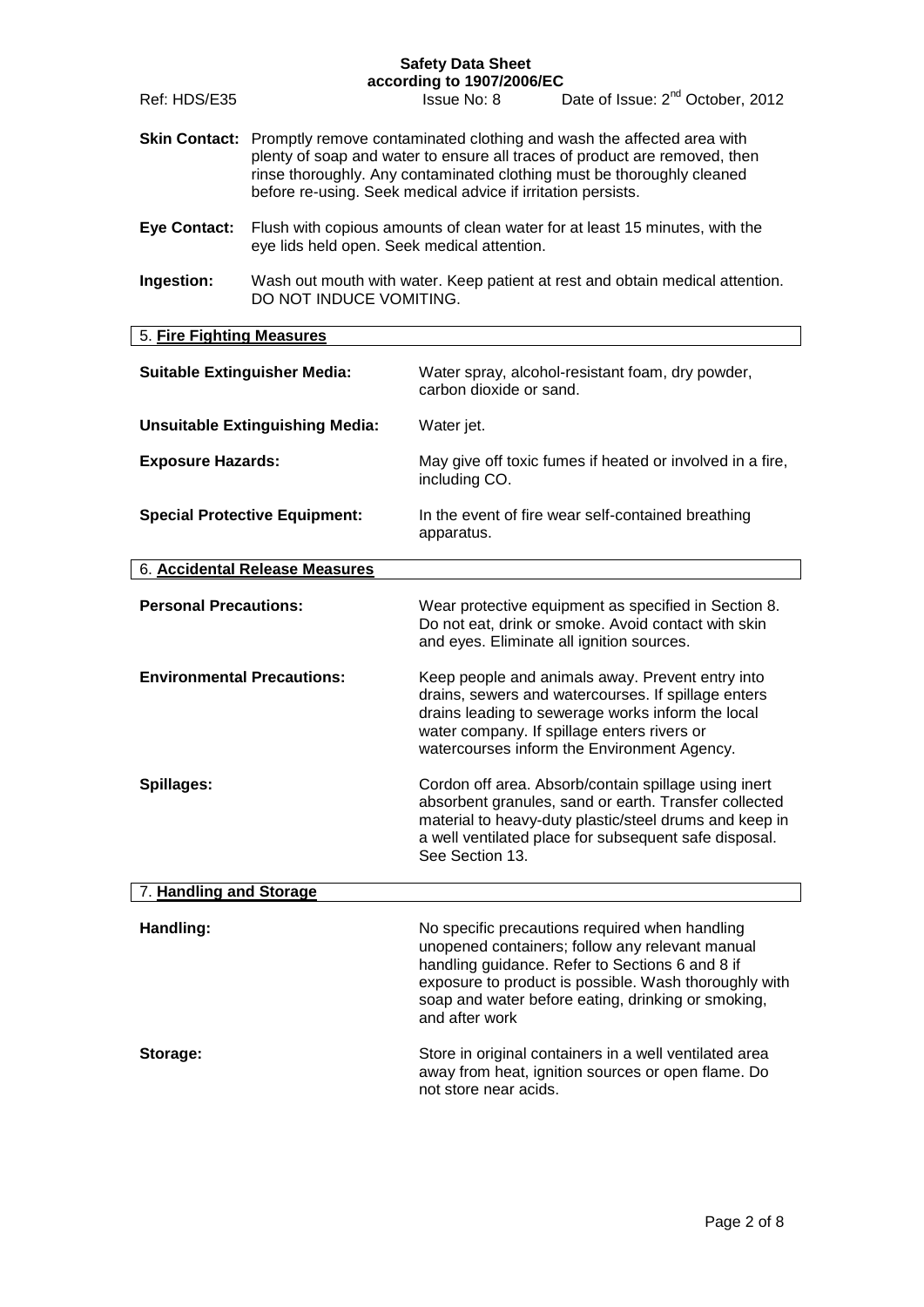**Skin Contact:** Promptly remove contaminated clothing and wash the affected area with plenty of soap and water to ensure all traces of product are removed, then rinse thoroughly. Any contaminated clothing must be thoroughly cleaned before re-using. Seek medical advice if irritation persists.

**Eye Contact:** Flush with copious amounts of clean water for at least 15 minutes, with the eye lids held open. Seek medical attention.

**Ingestion:** Wash out mouth with water. Keep patient at rest and obtain medical attention. DO NOT INDUCE VOMITING.

## 5. Fire Fighting Measures

**Suitable Extinguisher Media:** Water spray, alcohol-resistant foam, dry powder, carbon dioxide or sand.

**Unsuitable Extinguishing Media:** Water jet.

**Exposure Hazards:** May give off toxic fumes if heated or involved in a fire, including CO.

**Special Protective Equipment:** In the event of fire wear self-contained breathing apparatus.

## 6. Accidental Release Measures

**Personal Precautions:** Wear protective equipment as specified in Section 8. Do not eat, drink or smoke. Avoid contact with skin and eyes. Eliminate all ignition sources.

**Environmental Precautions:** Keep people and animals away. Prevent entry into drains, sewers and watercourses. If spillage enters drains leading to sewerage works inform the local water company. If spillage enters rivers or watercourses inform the Environment Agency.

**Spillages:** Cordon off area. Absorb/contain spillage using inert absorbent granules, sand or earth. Transfer collected material to heavy-duty plastic/steel drums and keep in a well ventilated place for subsequent safe disposal. See Section 13.

## 7. Handling and Storage

**Handling:** No specific precautions required when handling unopened containers; follow any relevant manual handling guidance. Refer to Sections 6 and 8 if exposure to product is possible. Wash thoroughly with soap and water before eating, drinking or smoking, and after work

**Storage:** Store in original containers in a well ventilated area away from heat, ignition sources or open flame. Do not store near acids.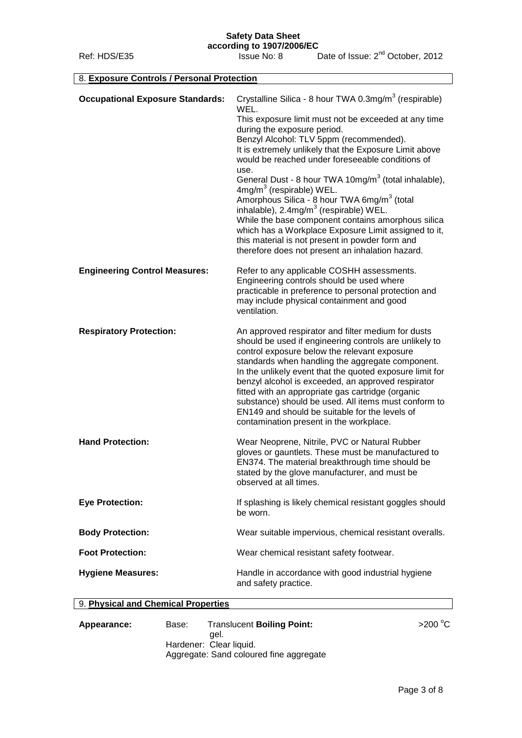## 8. **Exposure Controls / Personal Protection**

**Occupational Exposure Standards:**

Crystalline Silica - 8 hour TWA 0.3mg/$m^3$ (respirable) WEL.
This exposure limit must not be exceeded at any time during the exposure period.
Benzyl Alcohol: TLV 5ppm (recommended).
It is extremely unlikely that the Exposure Limit above would be reached under foreseeable conditions of use.
General Dust - 8 hour TWA 10mg/$m^3$ (total inhalable), 4mg/$m^3$ (respirable) WEL.
Amorphous Silica - 8 hour TWA 6mg/$m^3$ (total inhalable), 2.4mg/$m^3$ (respirable) WEL.
While the base component contains amorphous silica which has a Workplace Exposure Limit assigned to it, this material is not present in powder form and therefore does not present an inhalation hazard.

**Engineering Control Measures:**

Refer to any applicable COSHH assessments.
Engineering controls should be used where practicable in preference to personal protection and may include physical containment and good ventilation.

**Respiratory Protection:**

An approved respirator and filter medium for dusts should be used if engineering controls are unlikely to control exposure below the relevant exposure standards when handling the aggregate component. In the unlikely event that the quoted exposure limit for benzyl alcohol is exceeded, an approved respirator fitted with an appropriate gas cartridge (organic substance) should be used. All items must conform to EN149 and should be suitable for the levels of contamination present in the workplace.

**Hand Protection:**

Wear Neoprene, Nitrile, PVC or Natural Rubber gloves or gauntlets. These must be manufactured to EN374. The material breakthrough time should be stated by the glove manufacturer, and must be observed at all times.

**Eye Protection:**

If splashing is likely chemical resistant goggles should be worn.

**Body Protection:**

Wear suitable impervious, chemical resistant overalls.

**Foot Protection:**

Wear chemical resistant safety footwear.

**Hygiene Measures:**

Handle in accordance with good industrial hygiene and safety practice.

## 9. **Physical and Chemical Properties**

**Appearance:**
Base: Translucent gel.
Hardener: Clear liquid.
Aggregate: Sand coloured fine aggregate

**Boiling Point:** >200 °C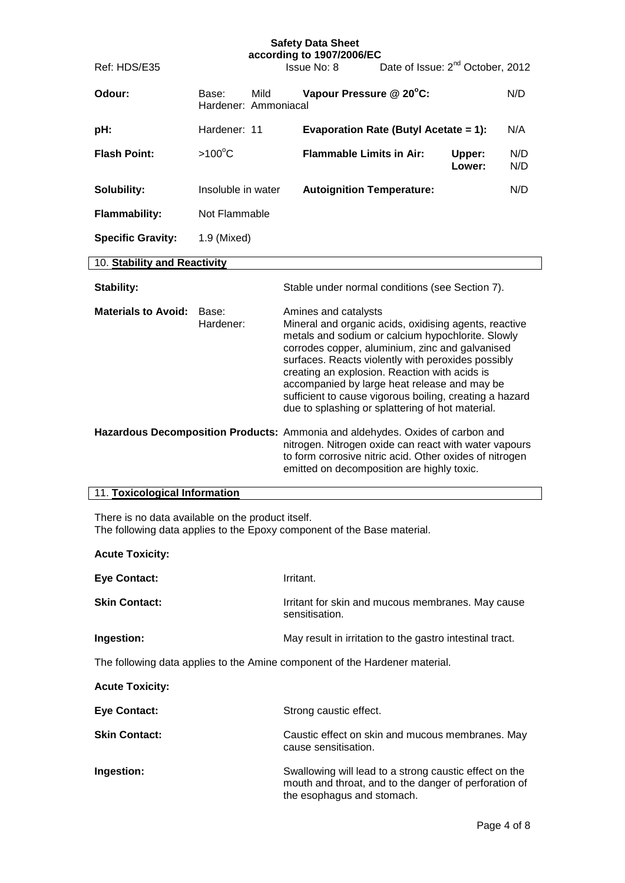| | | | | |
|---|---|---|---|---|
| **Odour:** | Base: Mild<br>Hardener: Ammoniacal | **Vapour Pressure @ 20°C:** | | N/D |
| **pH:** | Hardener: 11 | **Evaporation Rate (Butyl Acetate = 1):** | | N/A |
| **Flash Point:** | >100°C | **Flammable Limits in Air:** | **Upper:**<br>**Lower:** | N/D<br>N/D |
| **Solubility:** | Insoluble in water | **Autoignition Temperature:** | | N/D |
| **Flammability:** | Not Flammable | | | |
| **Specific Gravity:** | 1.9 (Mixed) | | | |

## 10. Stability and Reactivity

**Stability:** Stable under normal conditions (see Section 7).

**Materials to Avoid:**

Base: Amines and catalysts

Hardener: Mineral and organic acids, oxidising agents, reactive metals and sodium or calcium hypochlorite. Slowly corrodes copper, aluminium, zinc and galvanised surfaces. Reacts violently with peroxides possibly creating an explosion. Reaction with acids is accompanied by large heat release and may be sufficient to cause vigorous boiling, creating a hazard due to splashing or splattering of hot material.

**Hazardous Decomposition Products:** Ammonia and aldehydes. Oxides of carbon and nitrogen. Nitrogen oxide can react with water vapours to form corrosive nitric acid. Other oxides of nitrogen emitted on decomposition are highly toxic.

## 11. Toxicological Information

There is no data available on the product itself.
The following data applies to the Epoxy component of the Base material.

**Acute Toxicity:**

**Eye Contact:** Irritant.

**Skin Contact:** Irritant for skin and mucous membranes. May cause sensitisation.

**Ingestion:** May result in irritation to the gastro intestinal tract.

The following data applies to the Amine component of the Hardener material.

**Acute Toxicity:**

**Eye Contact:** Strong caustic effect.

**Skin Contact:** Caustic effect on skin and mucous membranes. May cause sensitisation.

**Ingestion:** Swallowing will lead to a strong caustic effect on the mouth and throat, and to the danger of perforation of the esophagus and stomach.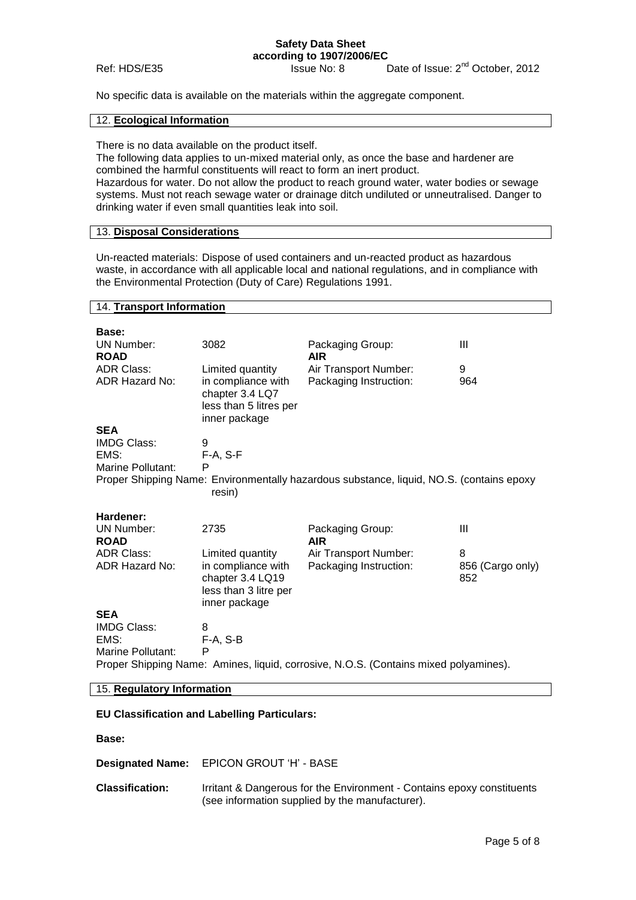No specific data is available on the materials within the aggregate component.

## 12. **Ecological Information**

There is no data available on the product itself.
The following data applies to un-mixed material only, as once the base and hardener are combined the harmful constituents will react to form an inert product.
Hazardous for water. Do not allow the product to reach ground water, water bodies or sewage systems. Must not reach sewage water or drainage ditch undiluted or unneutralised. Danger to drinking water if even small quantities leak into soil.

## 13. **Disposal Considerations**

Un-reacted materials: Dispose of used containers and un-reacted product as hazardous waste, in accordance with all applicable local and national regulations, and in compliance with the Environmental Protection (Duty of Care) Regulations 1991.

## 14. **Transport Information**

**Base:**

| UN Number: | 3082 | Packaging Group: | III |
|---|---|---|---|
| **ROAD** | | **AIR** | |
| ADR Class: | Limited quantity | Air Transport Number: | 9 |
| ADR Hazard No: | in compliance with chapter 3.4 LQ7 less than 5 litres per inner package | Packaging Instruction: | 964 |

**SEA**

| | |
|---|---|
| IMDG Class: | 9 |
| EMS: | F-A, S-F |
| Marine Pollutant: | P |

Proper Shipping Name: Environmentally hazardous substance, liquid, NO.S. (contains epoxy resin)

**Hardener:**

| UN Number: | 2735 | Packaging Group: | III |
|---|---|---|---|
| **ROAD** | | **AIR** | |
| ADR Class: | Limited quantity | Air Transport Number: | 8 |
| ADR Hazard No: | in compliance with chapter 3.4 LQ19 less than 3 litre per inner package | Packaging Instruction: | 856 (Cargo only) 852 |

**SEA**

| | |
|---|---|
| IMDG Class: | 8 |
| EMS: | F-A, S-B |
| Marine Pollutant: | P |

Proper Shipping Name: Amines, liquid, corrosive, N.O.S. (Contains mixed polyamines).

## 15. **Regulatory Information**

**EU Classification and Labelling Particulars:**

**Base:**

**Designated Name:** EPICON GROUT 'H' - BASE

**Classification:** Irritant & Dangerous for the Environment - Contains epoxy constituents (see information supplied by the manufacturer).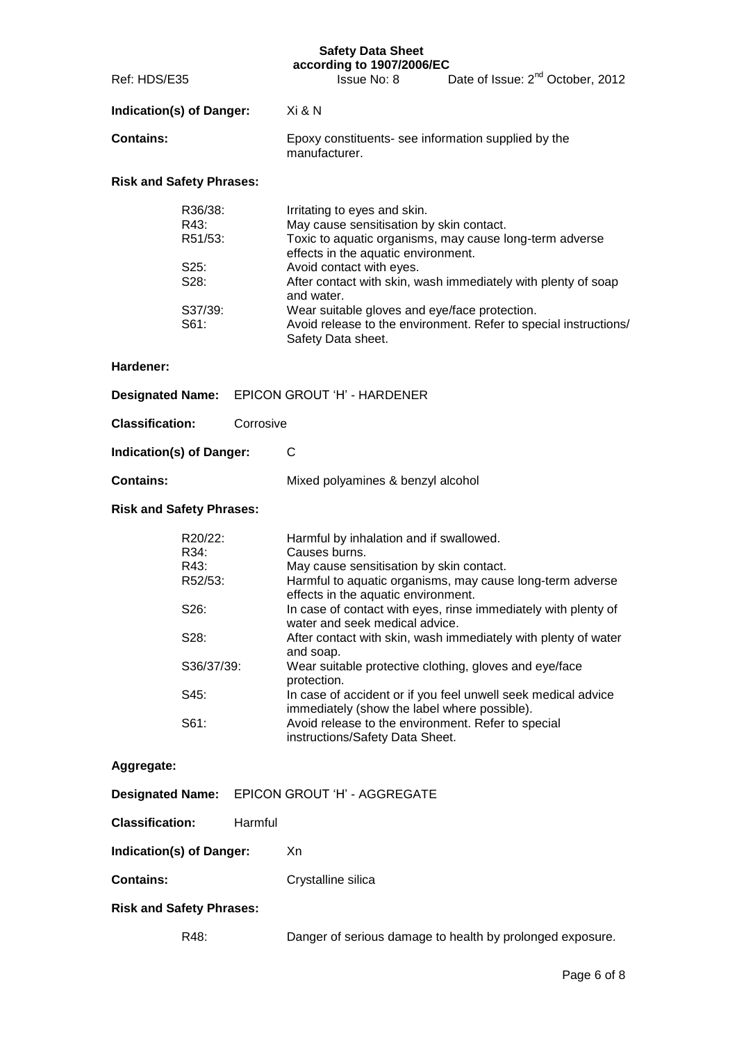**Indication(s) of Danger:** Xi & N

**Contains:** Epoxy constituents- see information supplied by the manufacturer.

**Risk and Safety Phrases:**

| | |
|---|---|
| R36/38: | Irritating to eyes and skin. |
| R43: | May cause sensitisation by skin contact. |
| R51/53: | Toxic to aquatic organisms, may cause long-term adverse effects in the aquatic environment. |
| S25: | Avoid contact with eyes. |
| S28: | After contact with skin, wash immediately with plenty of soap and water. |
| S37/39: | Wear suitable gloves and eye/face protection. |
| S61: | Avoid release to the environment. Refer to special instructions/ Safety Data sheet. |

**Hardener:**

**Designated Name:** EPICON GROUT 'H' - HARDENER

**Classification:** Corrosive

**Indication(s) of Danger:** C

**Contains:** Mixed polyamines & benzyl alcohol

**Risk and Safety Phrases:**

| | |
|---|---|
| R20/22: | Harmful by inhalation and if swallowed. |
| R34: | Causes burns. |
| R43: | May cause sensitisation by skin contact. |
| R52/53: | Harmful to aquatic organisms, may cause long-term adverse effects in the aquatic environment. |
| S26: | In case of contact with eyes, rinse immediately with plenty of water and seek medical advice. |
| S28: | After contact with skin, wash immediately with plenty of water and soap. |
| S36/37/39: | Wear suitable protective clothing, gloves and eye/face protection. |
| S45: | In case of accident or if you feel unwell seek medical advice immediately (show the label where possible). |
| S61: | Avoid release to the environment. Refer to special instructions/Safety Data Sheet. |

**Aggregate:**

**Designated Name:** EPICON GROUT 'H' - AGGREGATE

**Classification:** Harmful

**Indication(s) of Danger:** Xn

**Contains:** Crystalline silica

**Risk and Safety Phrases:**

| | |
|---|---|
| R48: | Danger of serious damage to health by prolonged exposure. |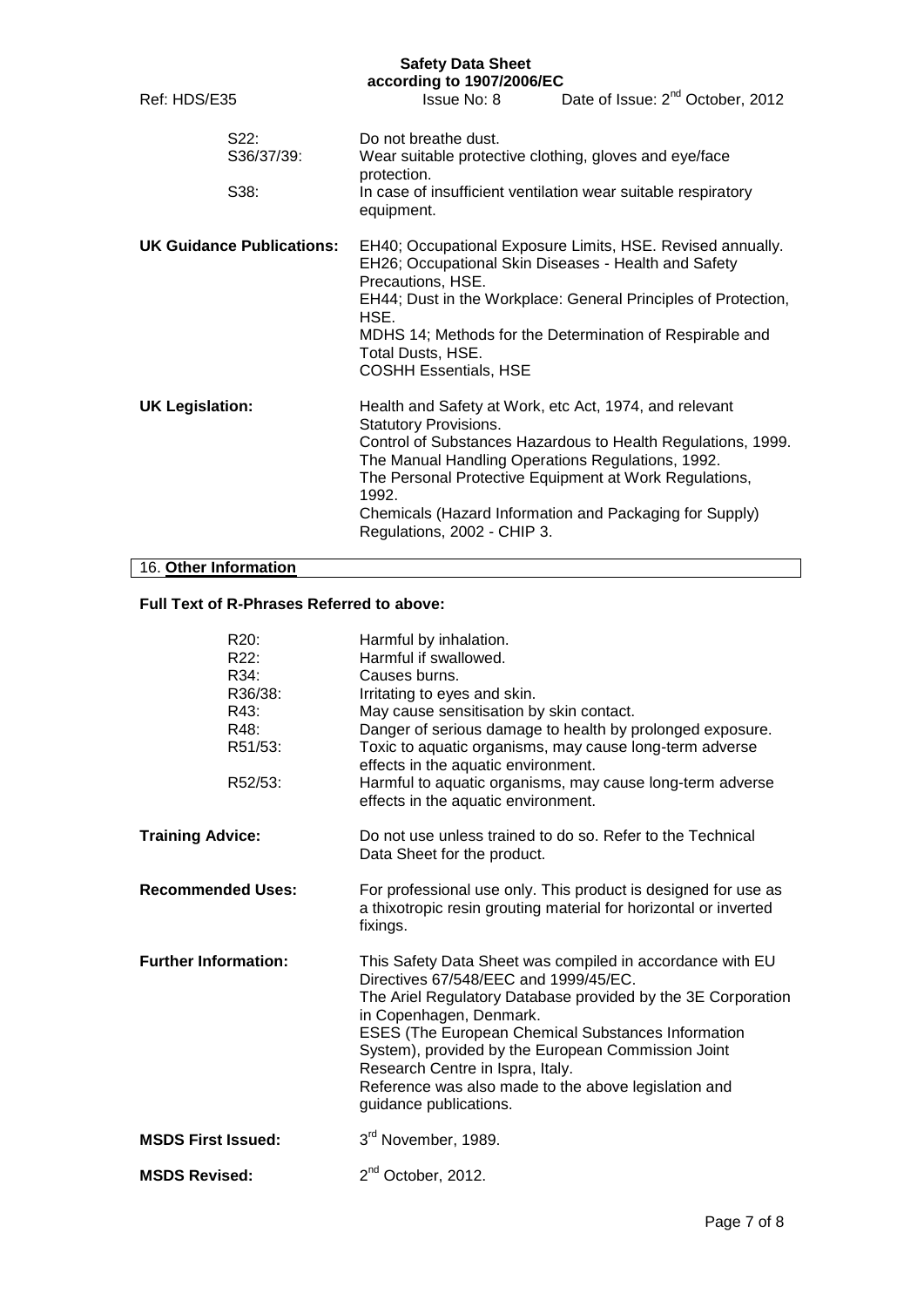| | |
|---|---|
| S22: | Do not breathe dust. |
| S36/37/39: | Wear suitable protective clothing, gloves and eye/face protection. |
| S38: | In case of insufficient ventilation wear suitable respiratory equipment. |

**UK Guidance Publications:**

EH40; Occupational Exposure Limits, HSE. Revised annually.
EH26; Occupational Skin Diseases - Health and Safety Precautions, HSE.
EH44; Dust in the Workplace: General Principles of Protection, HSE.
MDHS 14; Methods for the Determination of Respirable and Total Dusts, HSE.
COSHH Essentials, HSE

**UK Legislation:**

Health and Safety at Work, etc Act, 1974, and relevant Statutory Provisions.
Control of Substances Hazardous to Health Regulations, 1999.
The Manual Handling Operations Regulations, 1992.
The Personal Protective Equipment at Work Regulations, 1992.
Chemicals (Hazard Information and Packaging for Supply) Regulations, 2002 - CHIP 3.

## 16. Other Information

**Full Text of R-Phrases Referred to above:**

| | |
|---|---|
| R20: | Harmful by inhalation. |
| R22: | Harmful if swallowed. |
| R34: | Causes burns. |
| R36/38: | Irritating to eyes and skin. |
| R43: | May cause sensitisation by skin contact. |
| R48: | Danger of serious damage to health by prolonged exposure. |
| R51/53: | Toxic to aquatic organisms, may cause long-term adverse effects in the aquatic environment. |
| R52/53: | Harmful to aquatic organisms, may cause long-term adverse effects in the aquatic environment. |

**Training Advice:** Do not use unless trained to do so. Refer to the Technical Data Sheet for the product.

**Recommended Uses:** For professional use only. This product is designed for use as a thixotropic resin grouting material for horizontal or inverted fixings.

**Further Information:**

This Safety Data Sheet was compiled in accordance with EU Directives 67/548/EEC and 1999/45/EC.
The Ariel Regulatory Database provided by the 3E Corporation in Copenhagen, Denmark.
ESES (The European Chemical Substances Information System), provided by the European Commission Joint Research Centre in Ispra, Italy.
Reference was also made to the above legislation and guidance publications.

**MSDS First Issued:** 3rd November, 1989.

**MSDS Revised:** 2nd October, 2012.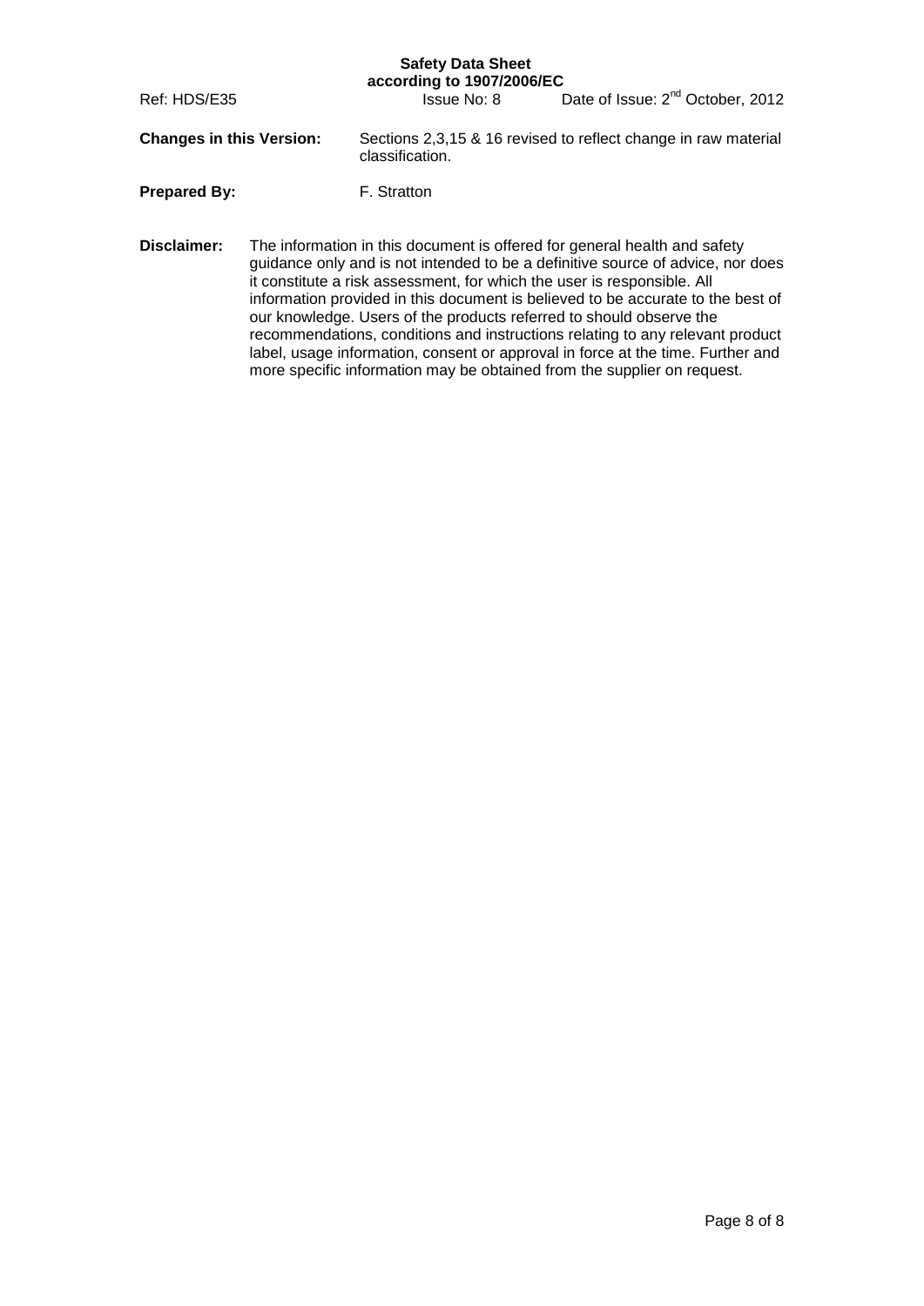**Changes in this Version:** Sections 2,3,15 & 16 revised to reflect change in raw material classification.

**Prepared By:** F. Stratton

**Disclaimer:** The information in this document is offered for general health and safety guidance only and is not intended to be a definitive source of advice, nor does it constitute a risk assessment, for which the user is responsible. All information provided in this document is believed to be accurate to the best of our knowledge. Users of the products referred to should observe the recommendations, conditions and instructions relating to any relevant product label, usage information, consent or approval in force at the time. Further and more specific information may be obtained from the supplier on request.